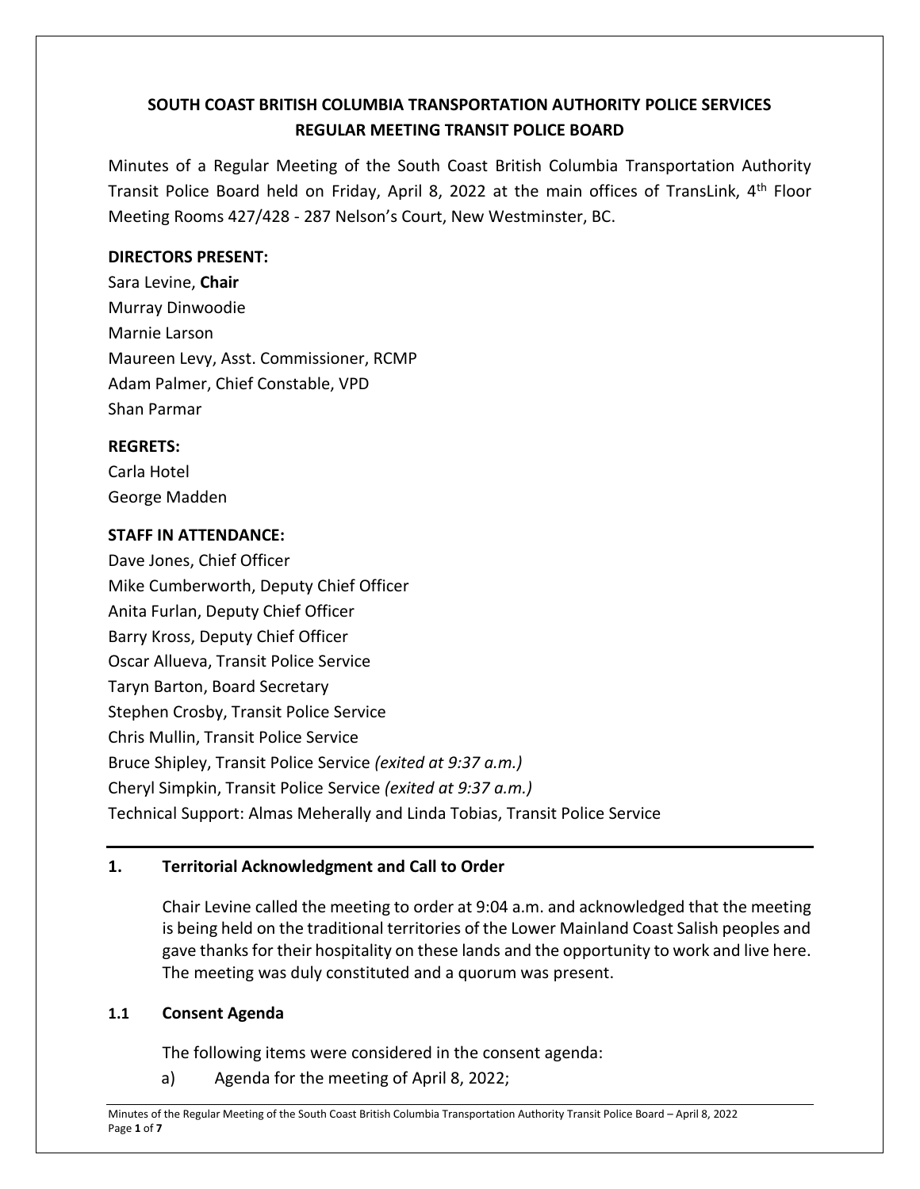# SOUTH COAST BRITISH COLUMBIA TRANSPORTATION AUTHORITY POLICE SERVICES
# REGULAR MEETING TRANSIT POLICE BOARD

Minutes of a Regular Meeting of the South Coast British Columbia Transportation Authority Transit Police Board held on Friday, April 8, 2022 at the main offices of TransLink, 4th Floor Meeting Rooms 427/428 - 287 Nelson's Court, New Westminster, BC.

**DIRECTORS PRESENT:**

Sara Levine, **Chair**
Murray Dinwoodie
Marnie Larson
Maureen Levy, Asst. Commissioner, RCMP
Adam Palmer, Chief Constable, VPD
Shan Parmar

**REGRETS:**

Carla Hotel
George Madden

**STAFF IN ATTENDANCE:**

Dave Jones, Chief Officer
Mike Cumberworth, Deputy Chief Officer
Anita Furlan, Deputy Chief Officer
Barry Kross, Deputy Chief Officer
Oscar Allueva, Transit Police Service
Taryn Barton, Board Secretary
Stephen Crosby, Transit Police Service
Chris Mullin, Transit Police Service
Bruce Shipley, Transit Police Service *(exited at 9:37 a.m.)*
Cheryl Simpkin, Transit Police Service *(exited at 9:37 a.m.)*
Technical Support: Almas Meherally and Linda Tobias, Transit Police Service

## 1. Territorial Acknowledgment and Call to Order

Chair Levine called the meeting to order at 9:04 a.m. and acknowledged that the meeting is being held on the traditional territories of the Lower Mainland Coast Salish peoples and gave thanks for their hospitality on these lands and the opportunity to work and live here. The meeting was duly constituted and a quorum was present.

### 1.1 Consent Agenda

The following items were considered in the consent agenda:

a) Agenda for the meeting of April 8, 2022;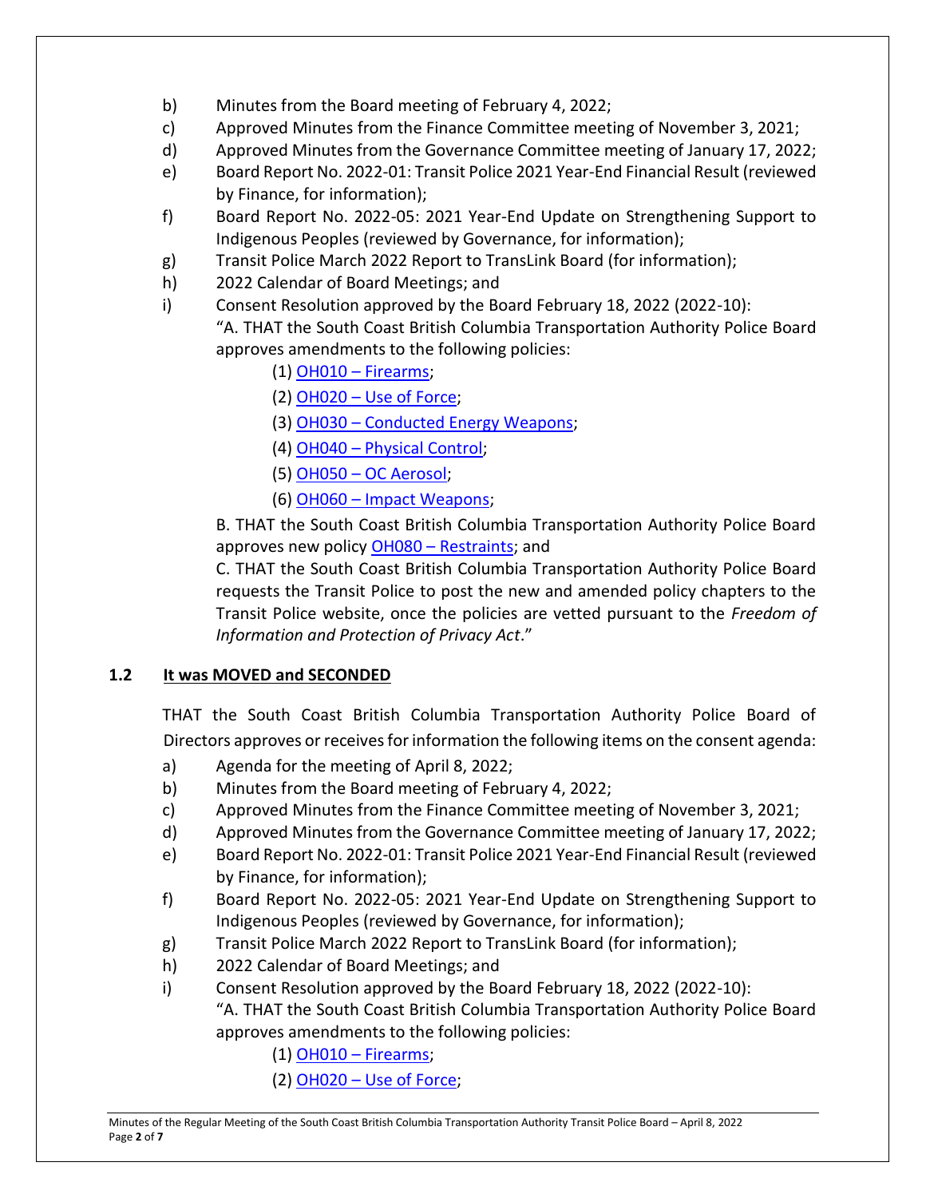b) Minutes from the Board meeting of February 4, 2022;
c) Approved Minutes from the Finance Committee meeting of November 3, 2021;
d) Approved Minutes from the Governance Committee meeting of January 17, 2022;
e) Board Report No. 2022-01: Transit Police 2021 Year-End Financial Result (reviewed by Finance, for information);
f) Board Report No. 2022-05: 2021 Year-End Update on Strengthening Support to Indigenous Peoples (reviewed by Governance, for information);
g) Transit Police March 2022 Report to TransLink Board (for information);
h) 2022 Calendar of Board Meetings; and
i) Consent Resolution approved by the Board February 18, 2022 (2022-10):
"A. THAT the South Coast British Columbia Transportation Authority Police Board approves amendments to the following policies:
(1) OH010 – Firearms;
(2) OH020 – Use of Force;
(3) OH030 – Conducted Energy Weapons;
(4) OH040 – Physical Control;
(5) OH050 – OC Aerosol;
(6) OH060 – Impact Weapons;
B. THAT the South Coast British Columbia Transportation Authority Police Board approves new policy OH080 – Restraints; and
C. THAT the South Coast British Columbia Transportation Authority Police Board requests the Transit Police to post the new and amended policy chapters to the Transit Police website, once the policies are vetted pursuant to the *Freedom of Information and Protection of Privacy Act*."

**1.2 It was MOVED and SECONDED**

THAT the South Coast British Columbia Transportation Authority Police Board of Directors approves or receives for information the following items on the consent agenda:

a) Agenda for the meeting of April 8, 2022;
b) Minutes from the Board meeting of February 4, 2022;
c) Approved Minutes from the Finance Committee meeting of November 3, 2021;
d) Approved Minutes from the Governance Committee meeting of January 17, 2022;
e) Board Report No. 2022-01: Transit Police 2021 Year-End Financial Result (reviewed by Finance, for information);
f) Board Report No. 2022-05: 2021 Year-End Update on Strengthening Support to Indigenous Peoples (reviewed by Governance, for information);
g) Transit Police March 2022 Report to TransLink Board (for information);
h) 2022 Calendar of Board Meetings; and
i) Consent Resolution approved by the Board February 18, 2022 (2022-10):
"A. THAT the South Coast British Columbia Transportation Authority Police Board approves amendments to the following policies:
(1) OH010 – Firearms;
(2) OH020 – Use of Force;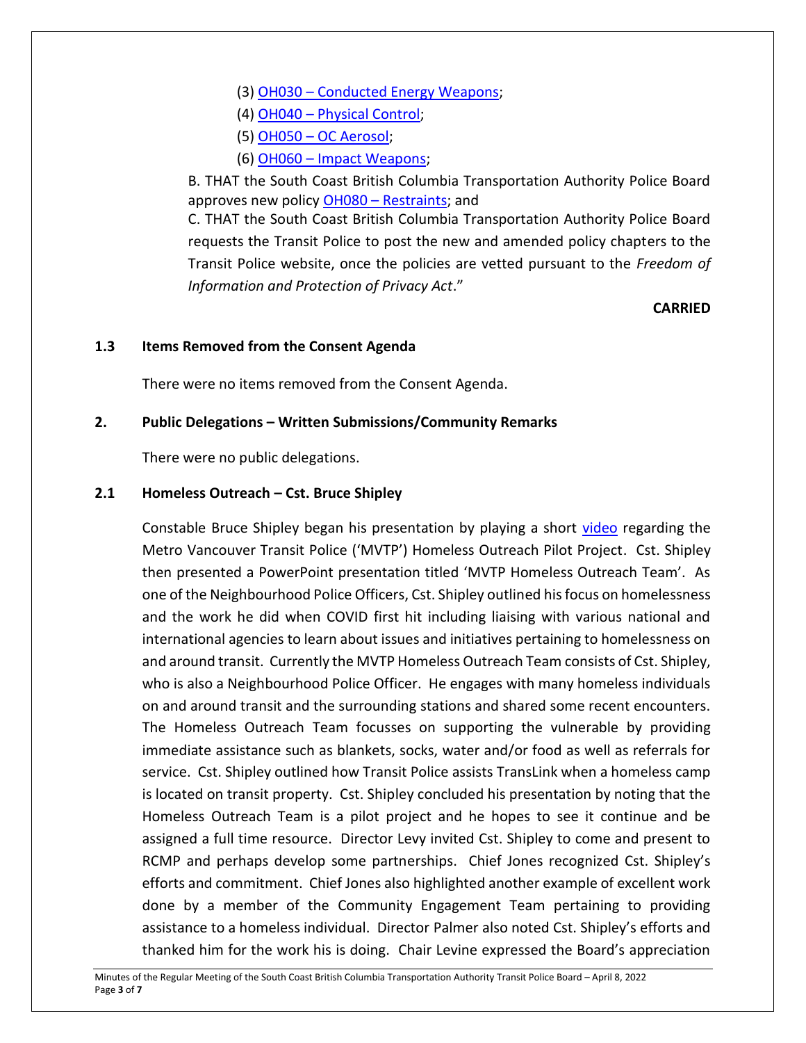(3) OH030 – Conducted Energy Weapons;

(4) OH040 – Physical Control;

(5) OH050 – OC Aerosol;

(6) OH060 – Impact Weapons;

B. THAT the South Coast British Columbia Transportation Authority Police Board approves new policy OH080 – Restraints; and

C. THAT the South Coast British Columbia Transportation Authority Police Board requests the Transit Police to post the new and amended policy chapters to the Transit Police website, once the policies are vetted pursuant to the *Freedom of Information and Protection of Privacy Act*."

**CARRIED**

### 1.3 Items Removed from the Consent Agenda

There were no items removed from the Consent Agenda.

## 2. Public Delegations – Written Submissions/Community Remarks

There were no public delegations.

### 2.1 Homeless Outreach – Cst. Bruce Shipley

Constable Bruce Shipley began his presentation by playing a short video regarding the Metro Vancouver Transit Police ('MVTP') Homeless Outreach Pilot Project. Cst. Shipley then presented a PowerPoint presentation titled 'MVTP Homeless Outreach Team'. As one of the Neighbourhood Police Officers, Cst. Shipley outlined his focus on homelessness and the work he did when COVID first hit including liaising with various national and international agencies to learn about issues and initiatives pertaining to homelessness on and around transit. Currently the MVTP Homeless Outreach Team consists of Cst. Shipley, who is also a Neighbourhood Police Officer. He engages with many homeless individuals on and around transit and the surrounding stations and shared some recent encounters. The Homeless Outreach Team focusses on supporting the vulnerable by providing immediate assistance such as blankets, socks, water and/or food as well as referrals for service. Cst. Shipley outlined how Transit Police assists TransLink when a homeless camp is located on transit property. Cst. Shipley concluded his presentation by noting that the Homeless Outreach Team is a pilot project and he hopes to see it continue and be assigned a full time resource. Director Levy invited Cst. Shipley to come and present to RCMP and perhaps develop some partnerships. Chief Jones recognized Cst. Shipley's efforts and commitment. Chief Jones also highlighted another example of excellent work done by a member of the Community Engagement Team pertaining to providing assistance to a homeless individual. Director Palmer also noted Cst. Shipley's efforts and thanked him for the work his is doing. Chair Levine expressed the Board's appreciation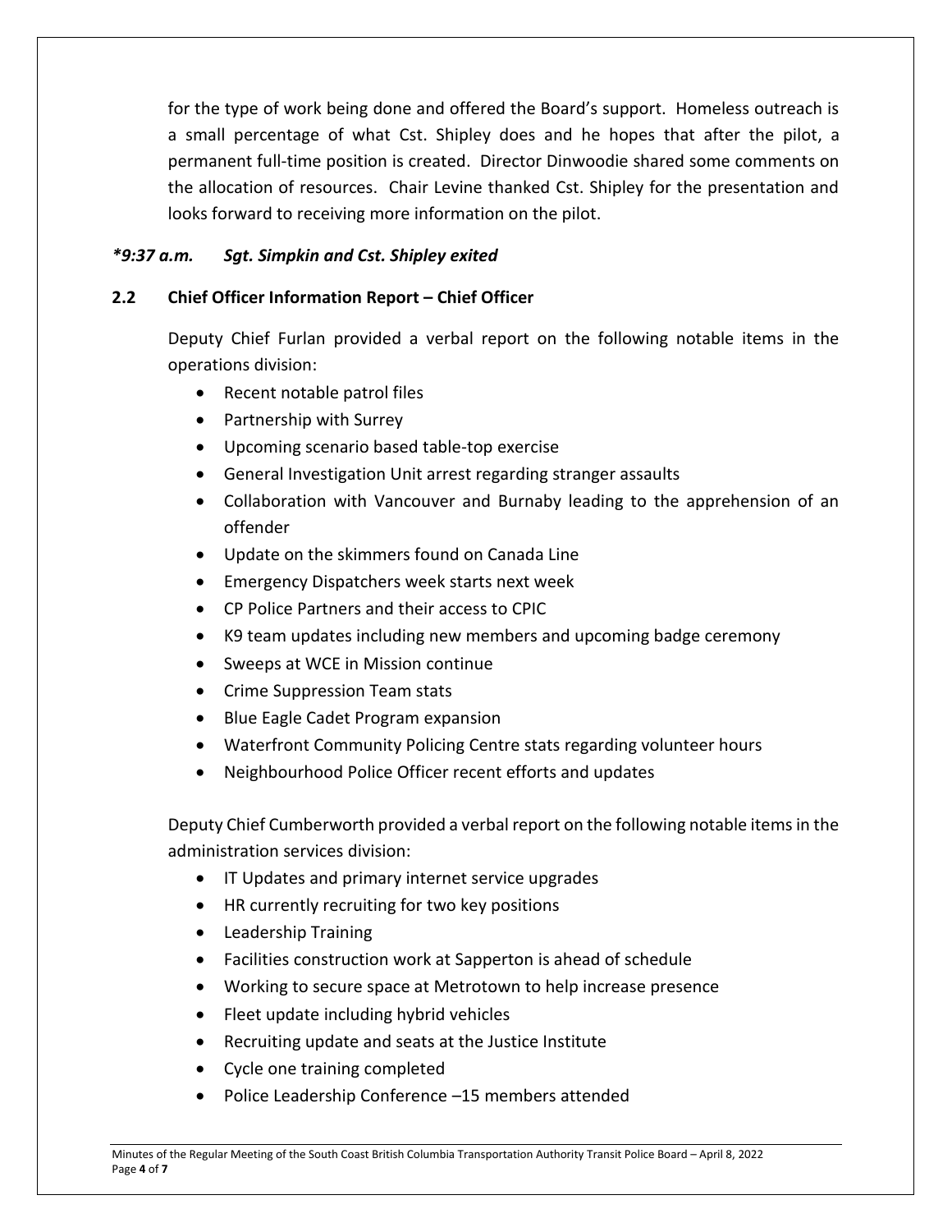for the type of work being done and offered the Board's support. Homeless outreach is a small percentage of what Cst. Shipley does and he hopes that after the pilot, a permanent full-time position is created. Director Dinwoodie shared some comments on the allocation of resources. Chair Levine thanked Cst. Shipley for the presentation and looks forward to receiving more information on the pilot.

***9:37 a.m. Sgt. Simpkin and Cst. Shipley exited***

### 2.2 Chief Officer Information Report – Chief Officer

Deputy Chief Furlan provided a verbal report on the following notable items in the operations division:

- Recent notable patrol files
- Partnership with Surrey
- Upcoming scenario based table-top exercise
- General Investigation Unit arrest regarding stranger assaults
- Collaboration with Vancouver and Burnaby leading to the apprehension of an offender
- Update on the skimmers found on Canada Line
- Emergency Dispatchers week starts next week
- CP Police Partners and their access to CPIC
- K9 team updates including new members and upcoming badge ceremony
- Sweeps at WCE in Mission continue
- Crime Suppression Team stats
- Blue Eagle Cadet Program expansion
- Waterfront Community Policing Centre stats regarding volunteer hours
- Neighbourhood Police Officer recent efforts and updates

Deputy Chief Cumberworth provided a verbal report on the following notable items in the administration services division:

- IT Updates and primary internet service upgrades
- HR currently recruiting for two key positions
- Leadership Training
- Facilities construction work at Sapperton is ahead of schedule
- Working to secure space at Metrotown to help increase presence
- Fleet update including hybrid vehicles
- Recruiting update and seats at the Justice Institute
- Cycle one training completed
- Police Leadership Conference –15 members attended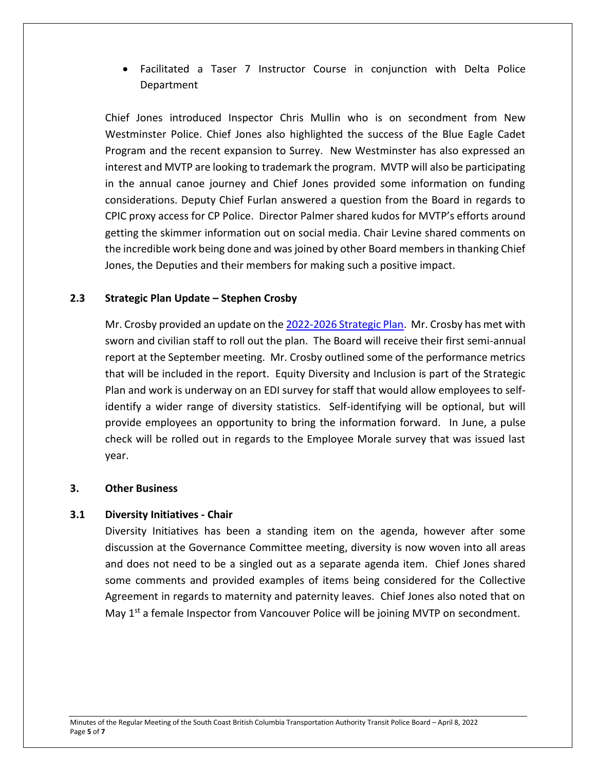- Facilitated a Taser 7 Instructor Course in conjunction with Delta Police Department

Chief Jones introduced Inspector Chris Mullin who is on secondment from New Westminster Police. Chief Jones also highlighted the success of the Blue Eagle Cadet Program and the recent expansion to Surrey. New Westminster has also expressed an interest and MVTP are looking to trademark the program. MVTP will also be participating in the annual canoe journey and Chief Jones provided some information on funding considerations. Deputy Chief Furlan answered a question from the Board in regards to CPIC proxy access for CP Police. Director Palmer shared kudos for MVTP's efforts around getting the skimmer information out on social media. Chair Levine shared comments on the incredible work being done and was joined by other Board members in thanking Chief Jones, the Deputies and their members for making such a positive impact.

**2.3 Strategic Plan Update – Stephen Crosby**

Mr. Crosby provided an update on the 2022-2026 Strategic Plan. Mr. Crosby has met with sworn and civilian staff to roll out the plan. The Board will receive their first semi-annual report at the September meeting. Mr. Crosby outlined some of the performance metrics that will be included in the report. Equity Diversity and Inclusion is part of the Strategic Plan and work is underway on an EDI survey for staff that would allow employees to self-identify a wider range of diversity statistics. Self-identifying will be optional, but will provide employees an opportunity to bring the information forward. In June, a pulse check will be rolled out in regards to the Employee Morale survey that was issued last year.

**3. Other Business**

**3.1 Diversity Initiatives - Chair**

Diversity Initiatives has been a standing item on the agenda, however after some discussion at the Governance Committee meeting, diversity is now woven into all areas and does not need to be a singled out as a separate agenda item. Chief Jones shared some comments and provided examples of items being considered for the Collective Agreement in regards to maternity and paternity leaves. Chief Jones also noted that on May 1st a female Inspector from Vancouver Police will be joining MVTP on secondment.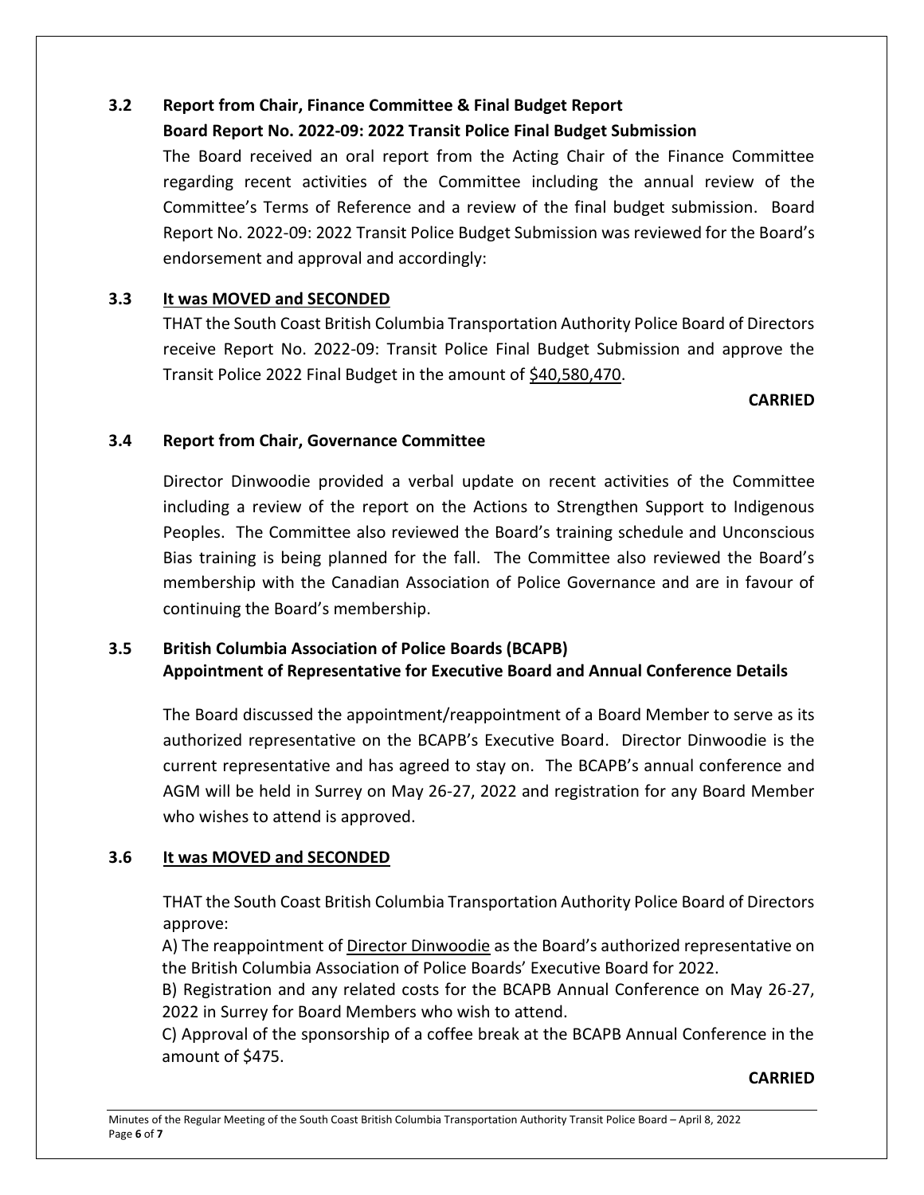## 3.2 Report from Chair, Finance Committee & Final Budget Report

**Board Report No. 2022-09: 2022 Transit Police Final Budget Submission**

The Board received an oral report from the Acting Chair of the Finance Committee regarding recent activities of the Committee including the annual review of the Committee's Terms of Reference and a review of the final budget submission. Board Report No. 2022-09: 2022 Transit Police Budget Submission was reviewed for the Board's endorsement and approval and accordingly:

## 3.3 It was MOVED and SECONDED

THAT the South Coast British Columbia Transportation Authority Police Board of Directors receive Report No. 2022-09: Transit Police Final Budget Submission and approve the Transit Police 2022 Final Budget in the amount of $40,580,470.

**CARRIED**

## 3.4 Report from Chair, Governance Committee

Director Dinwoodie provided a verbal update on recent activities of the Committee including a review of the report on the Actions to Strengthen Support to Indigenous Peoples. The Committee also reviewed the Board's training schedule and Unconscious Bias training is being planned for the fall. The Committee also reviewed the Board's membership with the Canadian Association of Police Governance and are in favour of continuing the Board's membership.

## 3.5 British Columbia Association of Police Boards (BCAPB) Appointment of Representative for Executive Board and Annual Conference Details

The Board discussed the appointment/reappointment of a Board Member to serve as its authorized representative on the BCAPB's Executive Board. Director Dinwoodie is the current representative and has agreed to stay on. The BCAPB's annual conference and AGM will be held in Surrey on May 26-27, 2022 and registration for any Board Member who wishes to attend is approved.

## 3.6 It was MOVED and SECONDED

THAT the South Coast British Columbia Transportation Authority Police Board of Directors approve:

A) The reappointment of Director Dinwoodie as the Board's authorized representative on the British Columbia Association of Police Boards' Executive Board for 2022.

B) Registration and any related costs for the BCAPB Annual Conference on May 26-27, 2022 in Surrey for Board Members who wish to attend.

C) Approval of the sponsorship of a coffee break at the BCAPB Annual Conference in the amount of $475.

**CARRIED**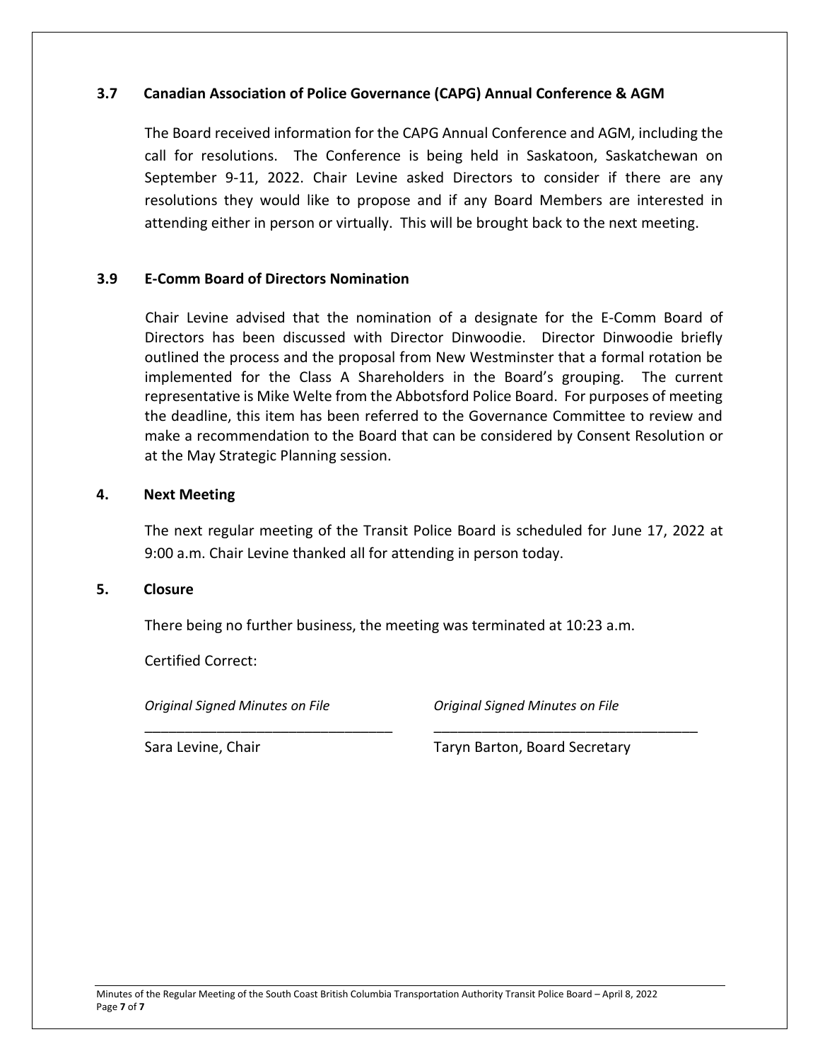### 3.7 Canadian Association of Police Governance (CAPG) Annual Conference & AGM

The Board received information for the CAPG Annual Conference and AGM, including the call for resolutions. The Conference is being held in Saskatoon, Saskatchewan on September 9-11, 2022. Chair Levine asked Directors to consider if there are any resolutions they would like to propose and if any Board Members are interested in attending either in person or virtually. This will be brought back to the next meeting.

### 3.9 E-Comm Board of Directors Nomination

Chair Levine advised that the nomination of a designate for the E-Comm Board of Directors has been discussed with Director Dinwoodie. Director Dinwoodie briefly outlined the process and the proposal from New Westminster that a formal rotation be implemented for the Class A Shareholders in the Board's grouping. The current representative is Mike Welte from the Abbotsford Police Board. For purposes of meeting the deadline, this item has been referred to the Governance Committee to review and make a recommendation to the Board that can be considered by Consent Resolution or at the May Strategic Planning session.

## 4. Next Meeting

The next regular meeting of the Transit Police Board is scheduled for June 17, 2022 at 9:00 a.m. Chair Levine thanked all for attending in person today.

## 5. Closure

There being no further business, the meeting was terminated at 10:23 a.m.

Certified Correct:

| | |
|---|---|
| *Original Signed Minutes on File* | *Original Signed Minutes on File* |
| ________________________________ | ________________________________ |
| Sara Levine, Chair | Taryn Barton, Board Secretary |